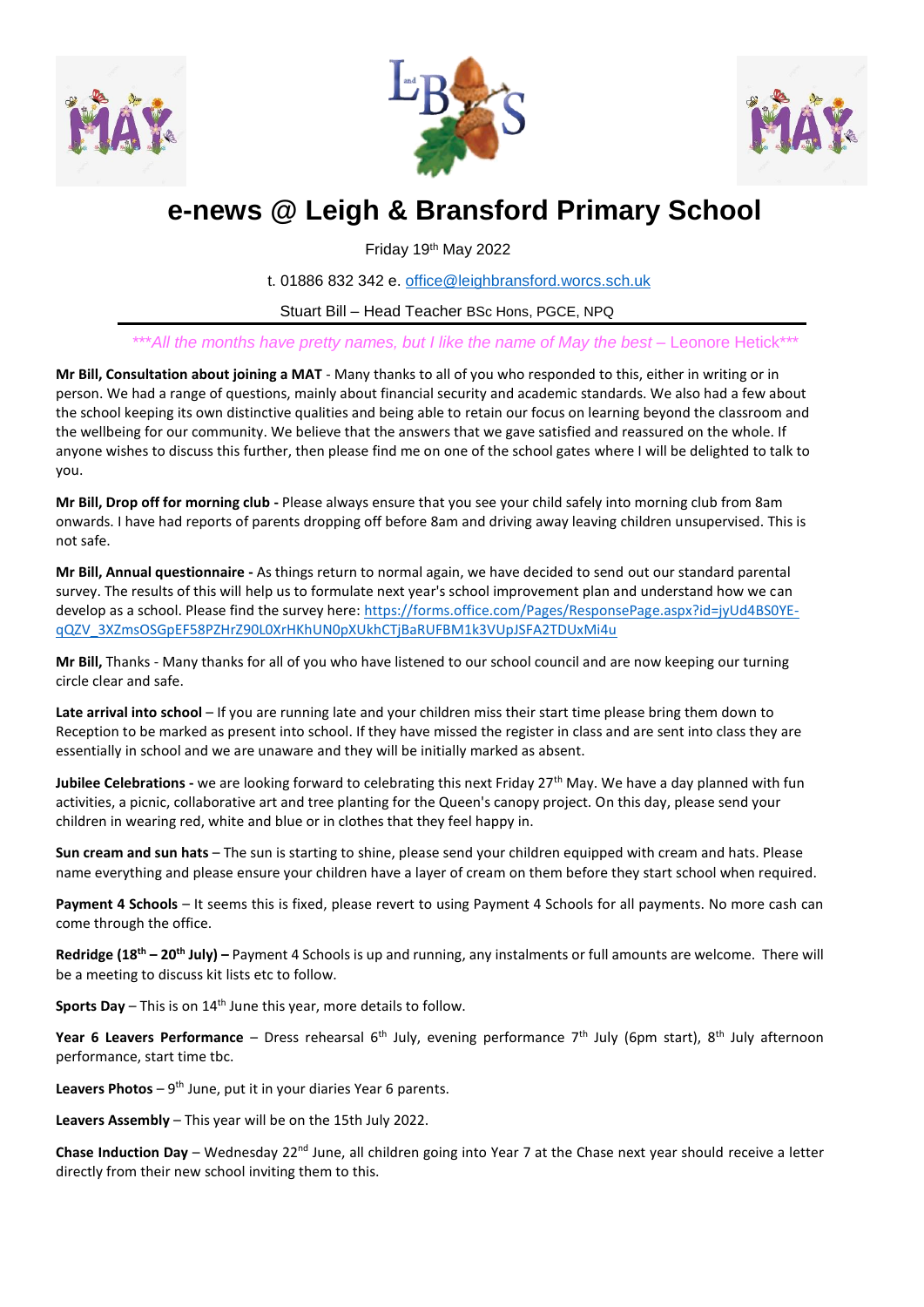# e-news @ Leigh & Bransford Primary School

Friday 19th May 2022

t. 01886 832 342 e. office@leighbransford.worcs.sch.uk

Stuart Bill – Head Teacher BSc Hons, PGCE, NPQ

*\*\*\*All the months have pretty names, but I like the name of May the best – Leonore Hetick\*\*\**

**Mr Bill, Consultation about joining a MAT** - Many thanks to all of you who responded to this, either in writing or in person. We had a range of questions, mainly about financial security and academic standards. We also had a few about the school keeping its own distinctive qualities and being able to retain our focus on learning beyond the classroom and the wellbeing for our community. We believe that the answers that we gave satisfied and reassured on the whole. If anyone wishes to discuss this further, then please find me on one of the school gates where I will be delighted to talk to you.

**Mr Bill, Drop off for morning club -** Please always ensure that you see your child safely into morning club from 8am onwards. I have had reports of parents dropping off before 8am and driving away leaving children unsupervised. This is not safe.

**Mr Bill, Annual questionnaire -** As things return to normal again, we have decided to send out our standard parental survey. The results of this will help us to formulate next year's school improvement plan and understand how we can develop as a school. Please find the survey here: https://forms.office.com/Pages/ResponsePage.aspx?id=jyUd4BS0YE-qQZV_3XZmsOSGpEF58PZHrZ90L0XrHKhUN0pXUkhCTjBaRUFBM1k3VUpJSFA2TDUxMi4u

**Mr Bill,** Thanks - Many thanks for all of you who have listened to our school council and are now keeping our turning circle clear and safe.

**Late arrival into school** – If you are running late and your children miss their start time please bring them down to Reception to be marked as present into school. If they have missed the register in class and are sent into class they are essentially in school and we are unaware and they will be initially marked as absent.

**Jubilee Celebrations -** we are looking forward to celebrating this next Friday 27th May. We have a day planned with fun activities, a picnic, collaborative art and tree planting for the Queen's canopy project. On this day, please send your children in wearing red, white and blue or in clothes that they feel happy in.

**Sun cream and sun hats** – The sun is starting to shine, please send your children equipped with cream and hats. Please name everything and please ensure your children have a layer of cream on them before they start school when required.

**Payment 4 Schools** – It seems this is fixed, please revert to using Payment 4 Schools for all payments. No more cash can come through the office.

**Redridge (18th – 20th July) –** Payment 4 Schools is up and running, any instalments or full amounts are welcome. There will be a meeting to discuss kit lists etc to follow.

**Sports Day** – This is on 14th June this year, more details to follow.

**Year 6 Leavers Performance** – Dress rehearsal 6th July, evening performance 7th July (6pm start), 8th July afternoon performance, start time tbc.

**Leavers Photos** – 9th June, put it in your diaries Year 6 parents.

**Leavers Assembly** – This year will be on the 15th July 2022.

**Chase Induction Day** – Wednesday 22nd June, all children going into Year 7 at the Chase next year should receive a letter directly from their new school inviting them to this.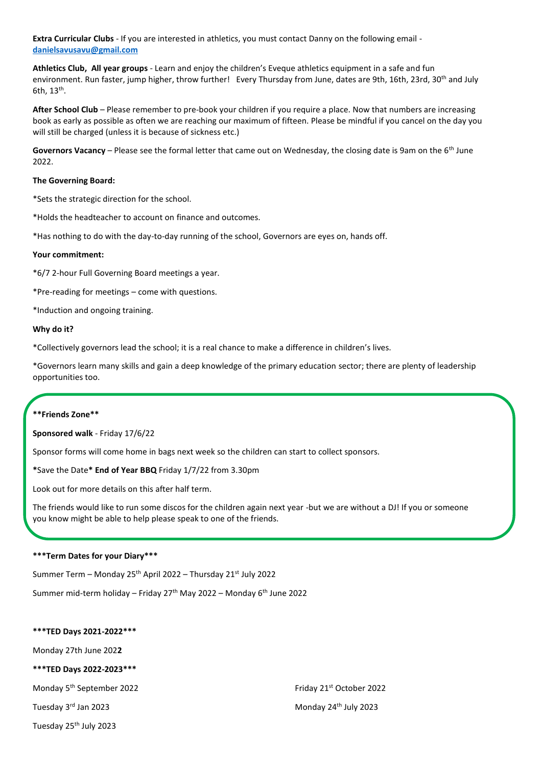**Extra Curricular Clubs** - If you are interested in athletics, you must contact Danny on the following email - **danielsavusavu@gmail.com**

**Athletics Club, All year groups** - Learn and enjoy the children's Eveque athletics equipment in a safe and fun environment. Run faster, jump higher, throw further! Every Thursday from June, dates are 9th, 16th, 23rd, 30th and July 6th, 13th.

**After School Club** – Please remember to pre-book your children if you require a place. Now that numbers are increasing book as early as possible as often we are reaching our maximum of fifteen. Please be mindful if you cancel on the day you will still be charged (unless it is because of sickness etc.)

**Governors Vacancy** – Please see the formal letter that came out on Wednesday, the closing date is 9am on the 6th June 2022.

**The Governing Board:**

*Sets the strategic direction for the school.

*Holds the headteacher to account on finance and outcomes.

*Has nothing to do with the day-to-day running of the school, Governors are eyes on, hands off.

**Your commitment:**

*6/7 2-hour Full Governing Board meetings a year.

*Pre-reading for meetings – come with questions.

*Induction and ongoing training.

**Why do it?**

*Collectively governors lead the school; it is a real chance to make a difference in children's lives.

*Governors learn many skills and gain a deep knowledge of the primary education sector; there are plenty of leadership opportunities too.

**\*\*Friends Zone\*\***

**Sponsored walk** - Friday 17/6/22

Sponsor forms will come home in bags next week so the children can start to collect sponsors.

***Save the Date*** **End of Year BBQ** Friday 1/7/22 from 3.30pm

Look out for more details on this after half term.

The friends would like to run some discos for the children again next year -but we are without a DJ! If you or someone you know might be able to help please speak to one of the friends.

**\*\*\*Term Dates for your Diary\*\*\***

Summer Term – Monday 25th April 2022 – Thursday 21st July 2022

Summer mid-term holiday – Friday 27th May 2022 – Monday 6th June 2022

**\*\*\*TED Days 2021-2022\*\*\***

Monday 27th June 202**2**

**\*\*\*TED Days 2022-2023\*\*\***

Monday 5th September 2022

Friday 21st October 2022

Tuesday 3rd Jan 2023

Monday 24th July 2023

Tuesday 25th July 2023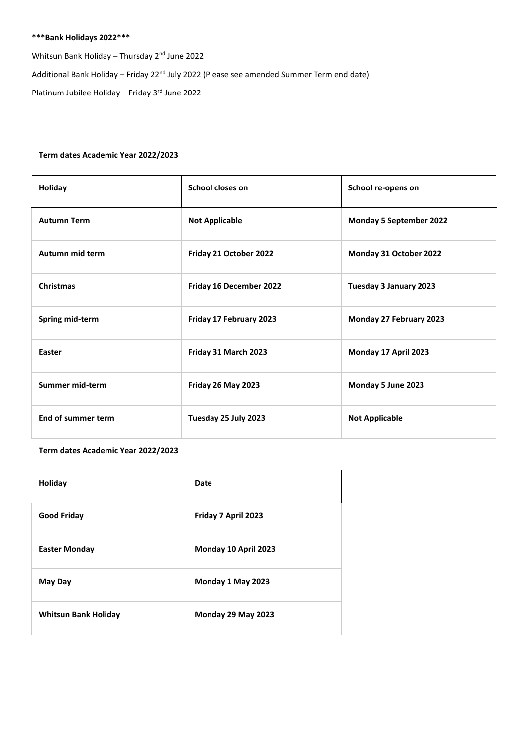**\*\*\*Bank Holidays 2022\*\*\***

Whitsun Bank Holiday – Thursday 2nd June 2022

Additional Bank Holiday – Friday 22nd July 2022 (Please see amended Summer Term end date)

Platinum Jubilee Holiday – Friday 3rd June 2022

**Term dates Academic Year 2022/2023**

| Holiday | School closes on | School re-opens on |
| --- | --- | --- |
| **Autumn Term** | **Not Applicable** | **Monday 5 September 2022** |
| **Autumn mid term** | **Friday 21 October 2022** | **Monday 31 October 2022** |
| **Christmas** | **Friday 16 December 2022** | **Tuesday 3 January 2023** |
| **Spring mid-term** | **Friday 17 February 2023** | **Monday 27 February 2023** |
| **Easter** | **Friday 31 March 2023** | **Monday 17 April 2023** |
| **Summer mid-term** | **Friday 26 May 2023** | **Monday 5 June 2023** |
| **End of summer term** | **Tuesday 25 July 2023** | **Not Applicable** |

**Term dates Academic Year 2022/2023**

| Holiday | Date |
| --- | --- |
| **Good Friday** | **Friday 7 April 2023** |
| **Easter Monday** | **Monday 10 April 2023** |
| **May Day** | **Monday 1 May 2023** |
| **Whitsun Bank Holiday** | **Monday 29 May 2023** |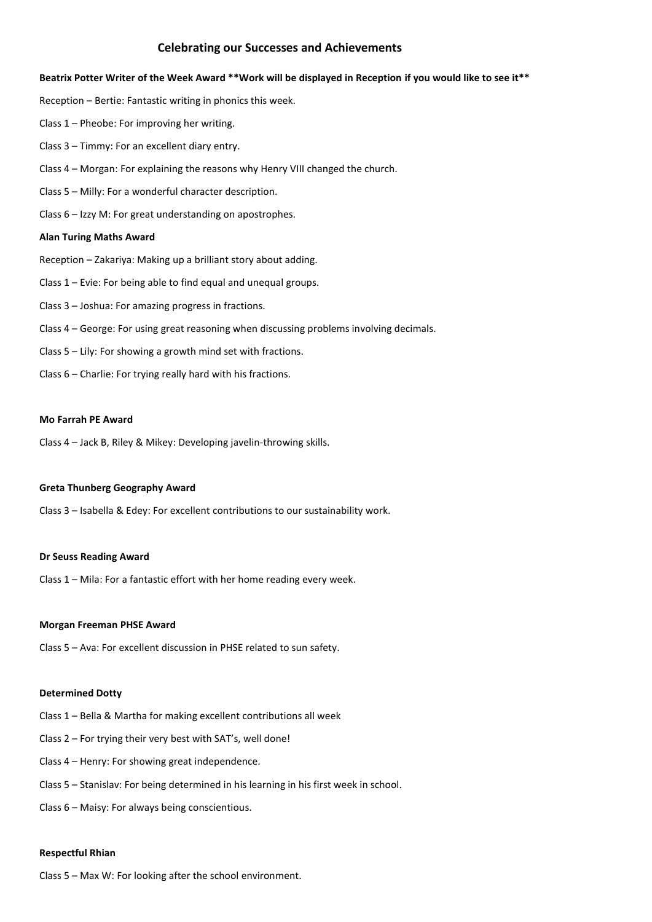## Celebrating our Successes and Achievements

**Beatrix Potter Writer of the Week Award **Work will be displayed in Reception if you would like to see it****

Reception – Bertie: Fantastic writing in phonics this week.

Class 1 – Pheobe: For improving her writing.

Class 3 – Timmy: For an excellent diary entry.

Class 4 – Morgan: For explaining the reasons why Henry VIII changed the church.

Class 5 – Milly: For a wonderful character description.

Class 6 – Izzy M: For great understanding on apostrophes.

**Alan Turing Maths Award**

Reception – Zakariya: Making up a brilliant story about adding.

Class 1 – Evie: For being able to find equal and unequal groups.

Class 3 – Joshua: For amazing progress in fractions.

Class 4 – George: For using great reasoning when discussing problems involving decimals.

Class 5 – Lily: For showing a growth mind set with fractions.

Class 6 – Charlie: For trying really hard with his fractions.

**Mo Farrah PE Award**

Class 4 – Jack B, Riley & Mikey: Developing javelin-throwing skills.

**Greta Thunberg Geography Award**

Class 3 – Isabella & Edey: For excellent contributions to our sustainability work.

**Dr Seuss Reading Award**

Class 1 – Mila: For a fantastic effort with her home reading every week.

**Morgan Freeman PHSE Award**

Class 5 – Ava: For excellent discussion in PHSE related to sun safety.

**Determined Dotty**

Class 1 – Bella & Martha for making excellent contributions all week

Class 2 – For trying their very best with SAT's, well done!

Class 4 – Henry: For showing great independence.

Class 5 – Stanislav: For being determined in his learning in his first week in school.

Class 6 – Maisy: For always being conscientious.

**Respectful Rhian**

Class 5 – Max W: For looking after the school environment.